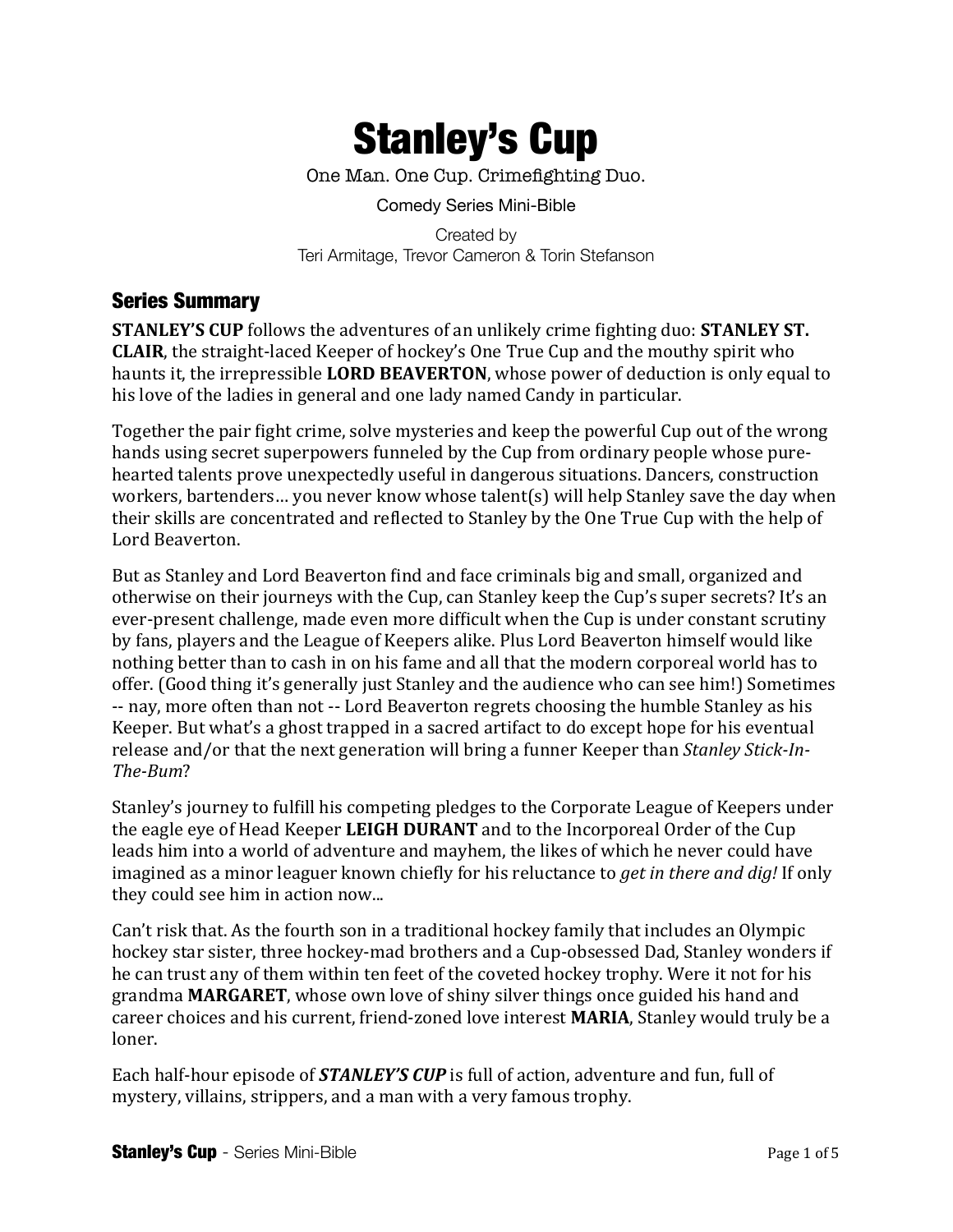# Stanley's Cup

One Man. One Cup. Crimefighting Duo.

Comedy Series Mini-Bible

Created by
Teri Armitage, Trevor Cameron & Torin Stefanson

## Series Summary

**STANLEY'S CUP** follows the adventures of an unlikely crime fighting duo: **STANLEY ST. CLAIR**, the straight-laced Keeper of hockey's One True Cup and the mouthy spirit who haunts it, the irrepressible **LORD BEAVERTON**, whose power of deduction is only equal to his love of the ladies in general and one lady named Candy in particular.

Together the pair fight crime, solve mysteries and keep the powerful Cup out of the wrong hands using secret superpowers funneled by the Cup from ordinary people whose pure-hearted talents prove unexpectedly useful in dangerous situations. Dancers, construction workers, bartenders… you never know whose talent(s) will help Stanley save the day when their skills are concentrated and reflected to Stanley by the One True Cup with the help of Lord Beaverton.

But as Stanley and Lord Beaverton find and face criminals big and small, organized and otherwise on their journeys with the Cup, can Stanley keep the Cup's super secrets? It's an ever-present challenge, made even more difficult when the Cup is under constant scrutiny by fans, players and the League of Keepers alike. Plus Lord Beaverton himself would like nothing better than to cash in on his fame and all that the modern corporeal world has to offer. (Good thing it's generally just Stanley and the audience who can see him!) Sometimes -- nay, more often than not -- Lord Beaverton regrets choosing the humble Stanley as his Keeper. But what's a ghost trapped in a sacred artifact to do except hope for his eventual release and/or that the next generation will bring a funner Keeper than *Stanley Stick-In-The-Bum*?

Stanley's journey to fulfill his competing pledges to the Corporate League of Keepers under the eagle eye of Head Keeper **LEIGH DURANT** and to the Incorporeal Order of the Cup leads him into a world of adventure and mayhem, the likes of which he never could have imagined as a minor leaguer known chiefly for his reluctance to *get in there and dig!* If only they could see him in action now...

Can't risk that. As the fourth son in a traditional hockey family that includes an Olympic hockey star sister, three hockey-mad brothers and a Cup-obsessed Dad, Stanley wonders if he can trust any of them within ten feet of the coveted hockey trophy. Were it not for his grandma **MARGARET**, whose own love of shiny silver things once guided his hand and career choices and his current, friend-zoned love interest **MARIA**, Stanley would truly be a loner.

Each half-hour episode of ***STANLEY'S CUP*** is full of action, adventure and fun, full of mystery, villains, strippers, and a man with a very famous trophy.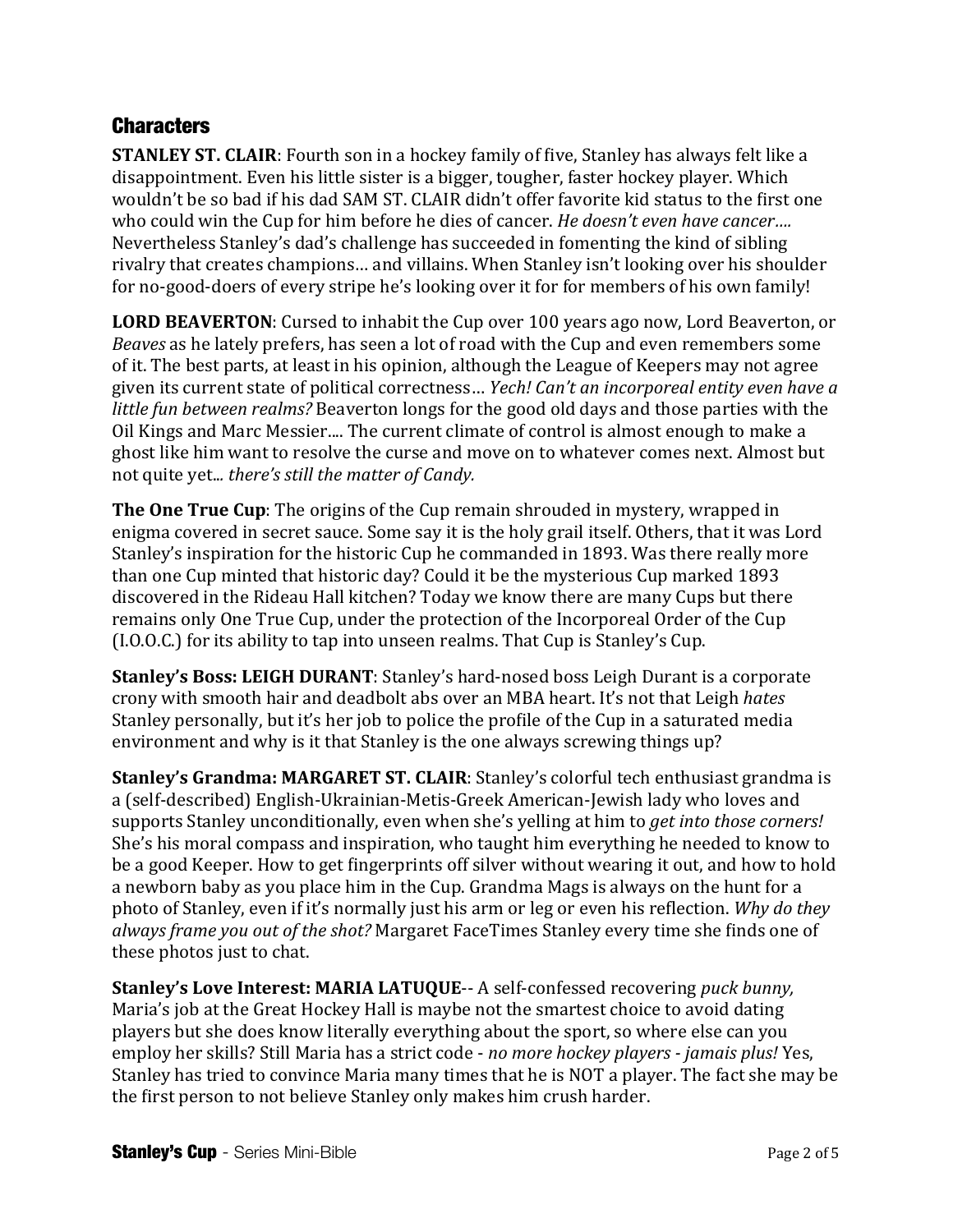## Characters

**STANLEY ST. CLAIR**: Fourth son in a hockey family of five, Stanley has always felt like a disappointment. Even his little sister is a bigger, tougher, faster hockey player. Which wouldn't be so bad if his dad SAM ST. CLAIR didn't offer favorite kid status to the first one who could win the Cup for him before he dies of cancer. *He doesn't even have cancer....* Nevertheless Stanley's dad's challenge has succeeded in fomenting the kind of sibling rivalry that creates champions… and villains. When Stanley isn't looking over his shoulder for no-good-doers of every stripe he's looking over it for for members of his own family!

**LORD BEAVERTON**: Cursed to inhabit the Cup over 100 years ago now, Lord Beaverton, or *Beaves* as he lately prefers, has seen a lot of road with the Cup and even remembers some of it. The best parts, at least in his opinion, although the League of Keepers may not agree given its current state of political correctness… *Yech! Can't an incorporeal entity even have a little fun between realms?* Beaverton longs for the good old days and those parties with the Oil Kings and Marc Messier.... The current climate of control is almost enough to make a ghost like him want to resolve the curse and move on to whatever comes next. Almost but not quite yet... *there's still the matter of Candy.*

**The One True Cup**: The origins of the Cup remain shrouded in mystery, wrapped in enigma covered in secret sauce. Some say it is the holy grail itself. Others, that it was Lord Stanley's inspiration for the historic Cup he commanded in 1893. Was there really more than one Cup minted that historic day? Could it be the mysterious Cup marked 1893 discovered in the Rideau Hall kitchen? Today we know there are many Cups but there remains only One True Cup, under the protection of the Incorporeal Order of the Cup (I.O.O.C.) for its ability to tap into unseen realms. That Cup is Stanley's Cup.

**Stanley's Boss: LEIGH DURANT**: Stanley's hard-nosed boss Leigh Durant is a corporate crony with smooth hair and deadbolt abs over an MBA heart. It's not that Leigh *hates* Stanley personally, but it's her job to police the profile of the Cup in a saturated media environment and why is it that Stanley is the one always screwing things up?

**Stanley's Grandma: MARGARET ST. CLAIR**: Stanley's colorful tech enthusiast grandma is a (self-described) English-Ukrainian-Metis-Greek American-Jewish lady who loves and supports Stanley unconditionally, even when she's yelling at him to *get into those corners!* She's his moral compass and inspiration, who taught him everything he needed to know to be a good Keeper. How to get fingerprints off silver without wearing it out, and how to hold a newborn baby as you place him in the Cup. Grandma Mags is always on the hunt for a photo of Stanley, even if it's normally just his arm or leg or even his reflection. *Why do they always frame you out of the shot?* Margaret FaceTimes Stanley every time she finds one of these photos just to chat.

**Stanley's Love Interest: MARIA LATUQUE**-- A self-confessed recovering *puck bunny,* Maria's job at the Great Hockey Hall is maybe not the smartest choice to avoid dating players but she does know literally everything about the sport, so where else can you employ her skills? Still Maria has a strict code - *no more hockey players - jamais plus!* Yes, Stanley has tried to convince Maria many times that he is NOT a player. The fact she may be the first person to not believe Stanley only makes him crush harder.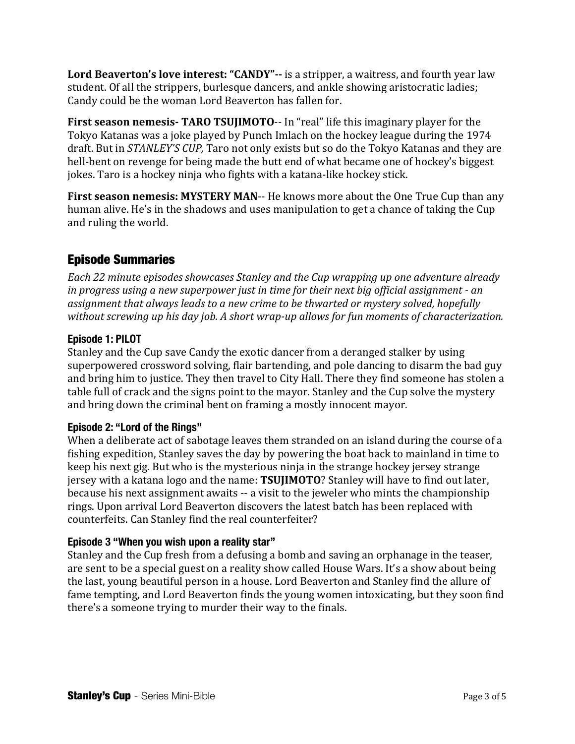**Lord Beaverton's love interest: "CANDY"--** is a stripper, a waitress, and fourth year law student. Of all the strippers, burlesque dancers, and ankle showing aristocratic ladies; Candy could be the woman Lord Beaverton has fallen for.

**First season nemesis- TARO TSUJIMOTO**-- In "real" life this imaginary player for the Tokyo Katanas was a joke played by Punch Imlach on the hockey league during the 1974 draft. But in *STANLEY'S CUP,* Taro not only exists but so do the Tokyo Katanas and they are hell-bent on revenge for being made the butt end of what became one of hockey's biggest jokes. Taro is a hockey ninja who fights with a katana-like hockey stick.

**First season nemesis: MYSTERY MAN**-- He knows more about the One True Cup than any human alive. He's in the shadows and uses manipulation to get a chance of taking the Cup and ruling the world.

## Episode Summaries

*Each 22 minute episodes showcases Stanley and the Cup wrapping up one adventure already in progress using a new superpower just in time for their next big official assignment - an assignment that always leads to a new crime to be thwarted or mystery solved, hopefully without screwing up his day job. A short wrap-up allows for fun moments of characterization.*

### Episode 1: PILOT

Stanley and the Cup save Candy the exotic dancer from a deranged stalker by using superpowered crossword solving, flair bartending, and pole dancing to disarm the bad guy and bring him to justice. They then travel to City Hall. There they find someone has stolen a table full of crack and the signs point to the mayor. Stanley and the Cup solve the mystery and bring down the criminal bent on framing a mostly innocent mayor.

### Episode 2: "Lord of the Rings"

When a deliberate act of sabotage leaves them stranded on an island during the course of a fishing expedition, Stanley saves the day by powering the boat back to mainland in time to keep his next gig. But who is the mysterious ninja in the strange hockey jersey strange jersey with a katana logo and the name: **TSUJIMOTO**? Stanley will have to find out later, because his next assignment awaits -- a visit to the jeweler who mints the championship rings. Upon arrival Lord Beaverton discovers the latest batch has been replaced with counterfeits. Can Stanley find the real counterfeiter?

### Episode 3 "When you wish upon a reality star"

Stanley and the Cup fresh from a defusing a bomb and saving an orphanage in the teaser, are sent to be a special guest on a reality show called House Wars. It's a show about being the last, young beautiful person in a house. Lord Beaverton and Stanley find the allure of fame tempting, and Lord Beaverton finds the young women intoxicating, but they soon find there's a someone trying to murder their way to the finals.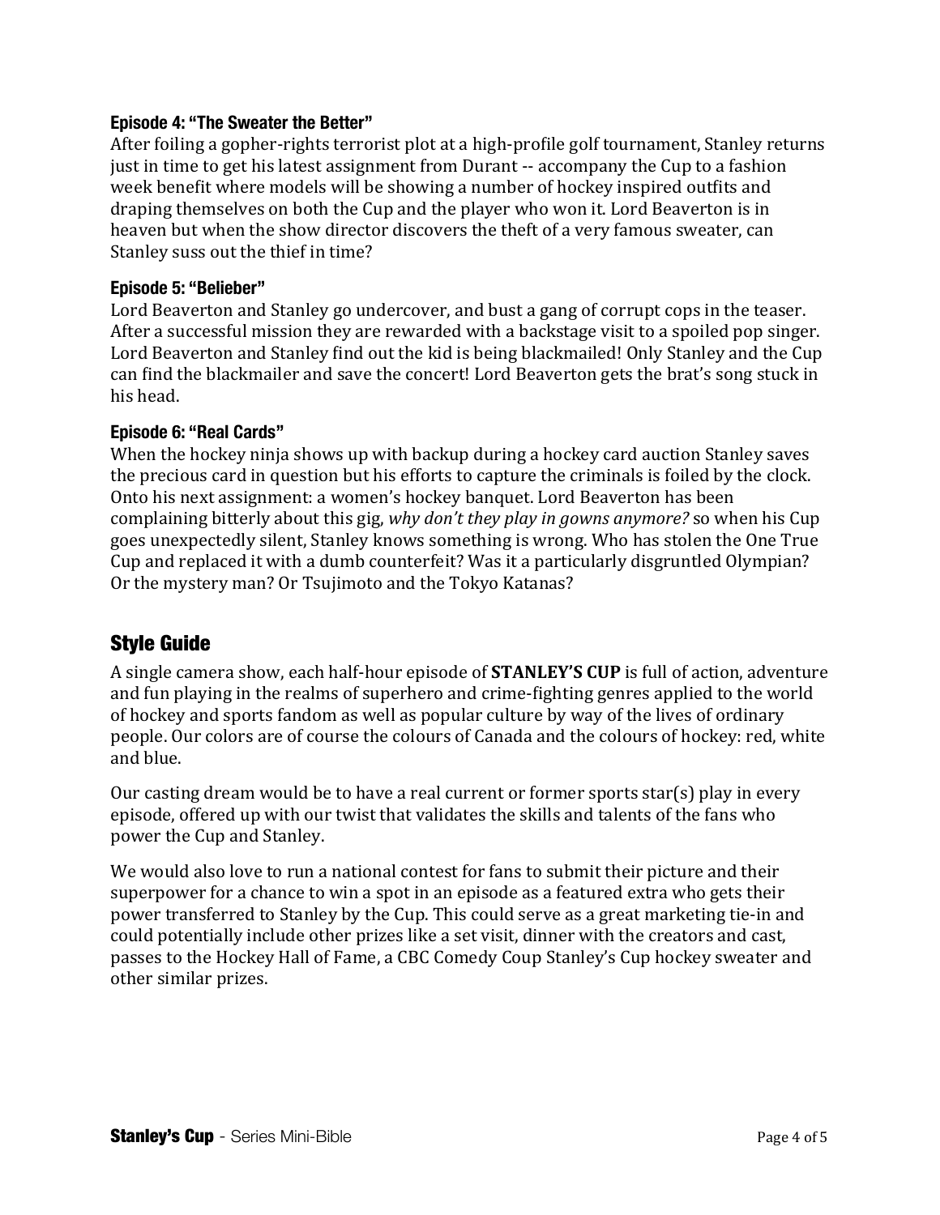### Episode 4: "The Sweater the Better"

After foiling a gopher-rights terrorist plot at a high-profile golf tournament, Stanley returns just in time to get his latest assignment from Durant -- accompany the Cup to a fashion week benefit where models will be showing a number of hockey inspired outfits and draping themselves on both the Cup and the player who won it. Lord Beaverton is in heaven but when the show director discovers the theft of a very famous sweater, can Stanley suss out the thief in time?

### Episode 5: "Belieber"

Lord Beaverton and Stanley go undercover, and bust a gang of corrupt cops in the teaser. After a successful mission they are rewarded with a backstage visit to a spoiled pop singer. Lord Beaverton and Stanley find out the kid is being blackmailed! Only Stanley and the Cup can find the blackmailer and save the concert! Lord Beaverton gets the brat's song stuck in his head.

### Episode 6: "Real Cards"

When the hockey ninja shows up with backup during a hockey card auction Stanley saves the precious card in question but his efforts to capture the criminals is foiled by the clock. Onto his next assignment: a women's hockey banquet. Lord Beaverton has been complaining bitterly about this gig, *why don't they play in gowns anymore?* so when his Cup goes unexpectedly silent, Stanley knows something is wrong. Who has stolen the One True Cup and replaced it with a dumb counterfeit? Was it a particularly disgruntled Olympian? Or the mystery man? Or Tsujimoto and the Tokyo Katanas?

## Style Guide

A single camera show, each half-hour episode of **STANLEY'S CUP** is full of action, adventure and fun playing in the realms of superhero and crime-fighting genres applied to the world of hockey and sports fandom as well as popular culture by way of the lives of ordinary people. Our colors are of course the colours of Canada and the colours of hockey: red, white and blue.

Our casting dream would be to have a real current or former sports star(s) play in every episode, offered up with our twist that validates the skills and talents of the fans who power the Cup and Stanley.

We would also love to run a national contest for fans to submit their picture and their superpower for a chance to win a spot in an episode as a featured extra who gets their power transferred to Stanley by the Cup. This could serve as a great marketing tie-in and could potentially include other prizes like a set visit, dinner with the creators and cast, passes to the Hockey Hall of Fame, a CBC Comedy Coup Stanley's Cup hockey sweater and other similar prizes.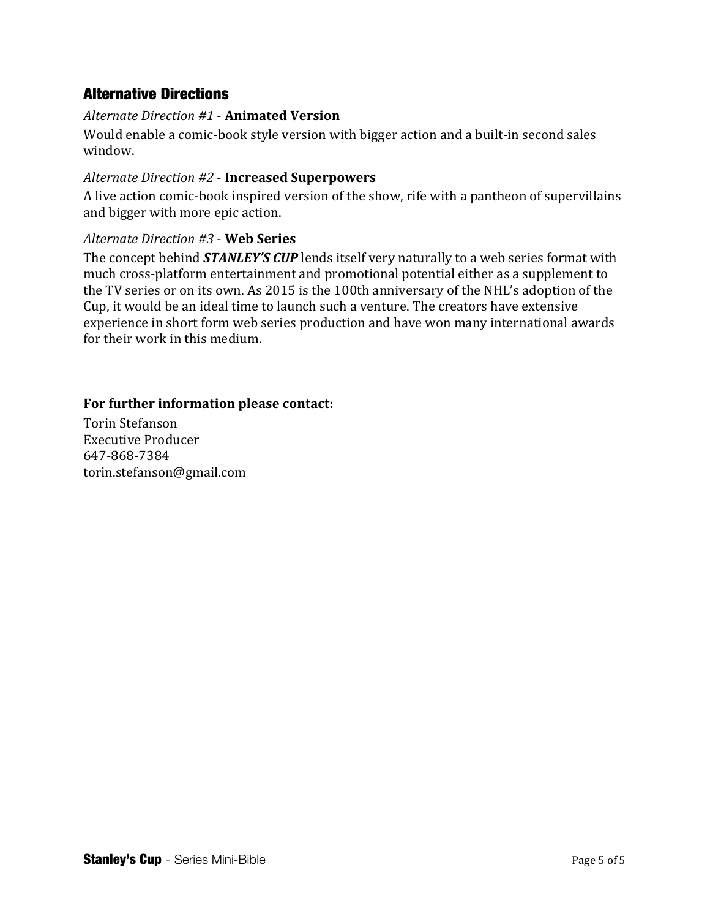## Alternative Directions

*Alternate Direction #1* - **Animated Version**

Would enable a comic-book style version with bigger action and a built-in second sales window.

*Alternate Direction #2* - **Increased Superpowers**

A live action comic-book inspired version of the show, rife with a pantheon of supervillains and bigger with more epic action.

*Alternate Direction #3* - **Web Series**

The concept behind ***STANLEY'S CUP*** lends itself very naturally to a web series format with much cross-platform entertainment and promotional potential either as a supplement to the TV series or on its own. As 2015 is the 100th anniversary of the NHL's adoption of the Cup, it would be an ideal time to launch such a venture. The creators have extensive experience in short form web series production and have won many international awards for their work in this medium.

**For further information please contact:**

Torin Stefanson
Executive Producer
647-868-7384
torin.stefanson@gmail.com